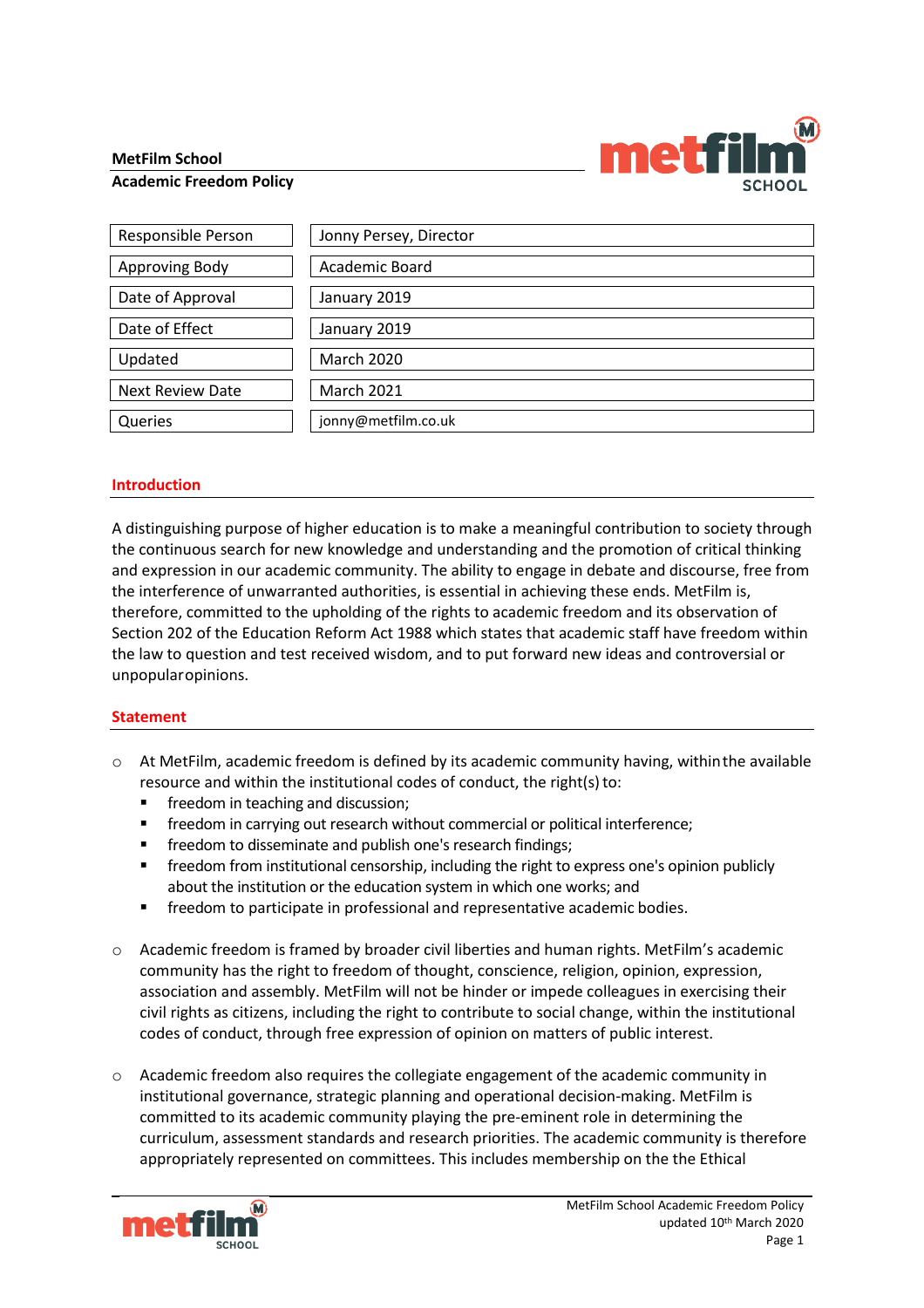**MetFilm School**

**Academic Freedom Policy**

| Responsible Person | Jonny Persey, Director |
|---|---|
| Approving Body | Academic Board |
| Date of Approval | January 2019 |
| Date of Effect | January 2019 |
| Updated | March 2020 |
| Next Review Date | March 2021 |
| Queries | jonny@metfilm.co.uk |

## Introduction

A distinguishing purpose of higher education is to make a meaningful contribution to society through the continuous search for new knowledge and understanding and the promotion of critical thinking and expression in our academic community. The ability to engage in debate and discourse, free from the interference of unwarranted authorities, is essential in achieving these ends. MetFilm is, therefore, committed to the upholding of the rights to academic freedom and its observation of Section 202 of the Education Reform Act 1988 which states that academic staff have freedom within the law to question and test received wisdom, and to put forward new ideas and controversial or unpopularopinions.

## Statement

- At MetFilm, academic freedom is defined by its academic community having, within the available resource and within the institutional codes of conduct, the right(s) to:
  - freedom in teaching and discussion;
  - freedom in carrying out research without commercial or political interference;
  - freedom to disseminate and publish one's research findings;
  - freedom from institutional censorship, including the right to express one's opinion publicly about the institution or the education system in which one works; and
  - freedom to participate in professional and representative academic bodies.

- Academic freedom is framed by broader civil liberties and human rights. MetFilm's academic community has the right to freedom of thought, conscience, religion, opinion, expression, association and assembly. MetFilm will not be hinder or impede colleagues in exercising their civil rights as citizens, including the right to contribute to social change, within the institutional codes of conduct, through free expression of opinion on matters of public interest.

- Academic freedom also requires the collegiate engagement of the academic community in institutional governance, strategic planning and operational decision-making. MetFilm is committed to its academic community playing the pre-eminent role in determining the curriculum, assessment standards and research priorities. The academic community is therefore appropriately represented on committees. This includes membership on the the Ethical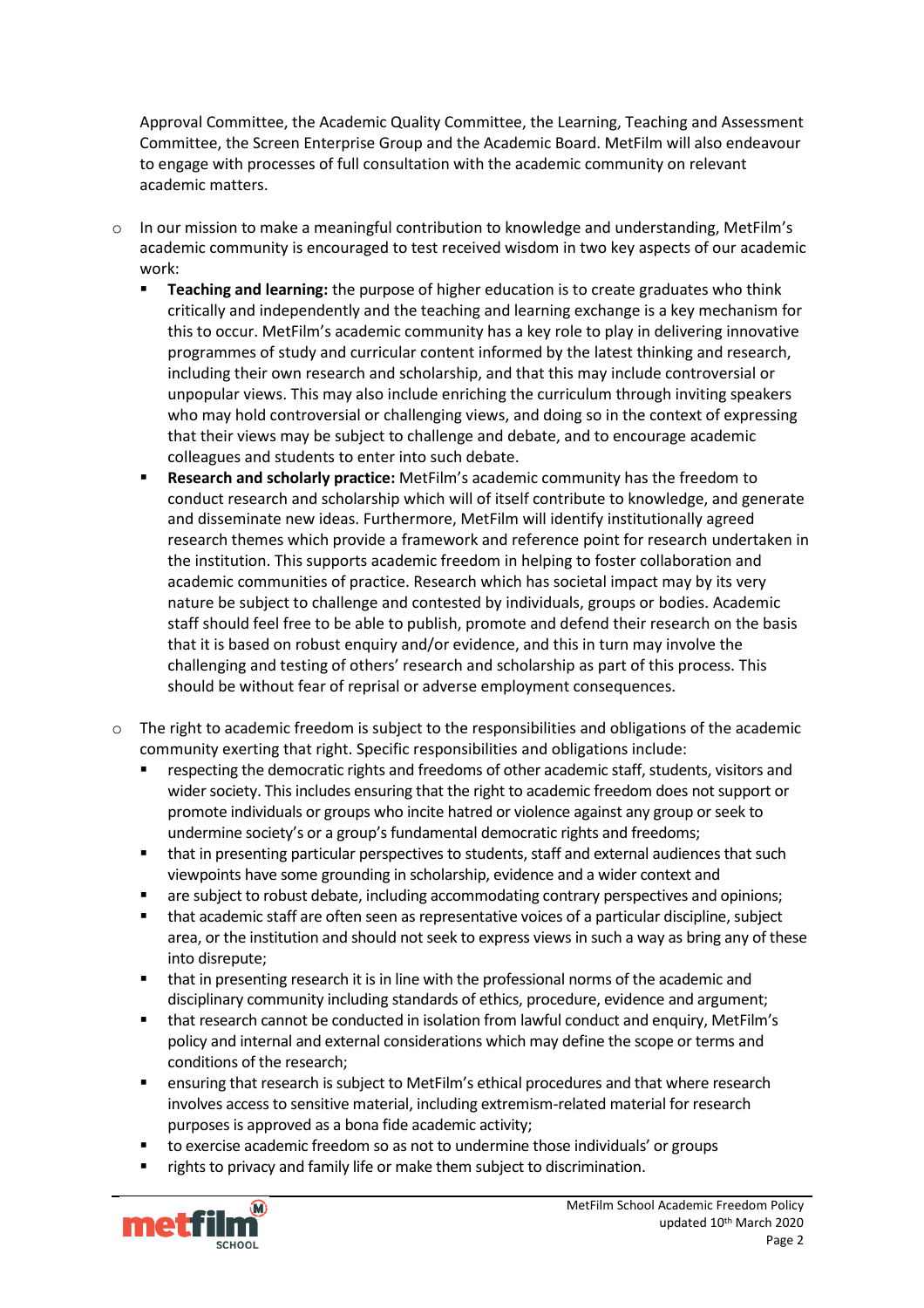Approval Committee, the Academic Quality Committee, the Learning, Teaching and Assessment Committee, the Screen Enterprise Group and the Academic Board. MetFilm will also endeavour to engage with processes of full consultation with the academic community on relevant academic matters.

- In our mission to make a meaningful contribution to knowledge and understanding, MetFilm's academic community is encouraged to test received wisdom in two key aspects of our academic work:
  - **Teaching and learning:** the purpose of higher education is to create graduates who think critically and independently and the teaching and learning exchange is a key mechanism for this to occur. MetFilm's academic community has a key role to play in delivering innovative programmes of study and curricular content informed by the latest thinking and research, including their own research and scholarship, and that this may include controversial or unpopular views. This may also include enriching the curriculum through inviting speakers who may hold controversial or challenging views, and doing so in the context of expressing that their views may be subject to challenge and debate, and to encourage academic colleagues and students to enter into such debate.
  - **Research and scholarly practice:** MetFilm's academic community has the freedom to conduct research and scholarship which will of itself contribute to knowledge, and generate and disseminate new ideas. Furthermore, MetFilm will identify institutionally agreed research themes which provide a framework and reference point for research undertaken in the institution. This supports academic freedom in helping to foster collaboration and academic communities of practice. Research which has societal impact may by its very nature be subject to challenge and contested by individuals, groups or bodies. Academic staff should feel free to be able to publish, promote and defend their research on the basis that it is based on robust enquiry and/or evidence, and this in turn may involve the challenging and testing of others' research and scholarship as part of this process. This should be without fear of reprisal or adverse employment consequences.

- The right to academic freedom is subject to the responsibilities and obligations of the academic community exerting that right. Specific responsibilities and obligations include:
  - respecting the democratic rights and freedoms of other academic staff, students, visitors and wider society. This includes ensuring that the right to academic freedom does not support or promote individuals or groups who incite hatred or violence against any group or seek to undermine society's or a group's fundamental democratic rights and freedoms;
  - that in presenting particular perspectives to students, staff and external audiences that such viewpoints have some grounding in scholarship, evidence and a wider context and
  - are subject to robust debate, including accommodating contrary perspectives and opinions;
  - that academic staff are often seen as representative voices of a particular discipline, subject area, or the institution and should not seek to express views in such a way as bring any of these into disrepute;
  - that in presenting research it is in line with the professional norms of the academic and disciplinary community including standards of ethics, procedure, evidence and argument;
  - that research cannot be conducted in isolation from lawful conduct and enquiry, MetFilm's policy and internal and external considerations which may define the scope or terms and conditions of the research;
  - ensuring that research is subject to MetFilm's ethical procedures and that where research involves access to sensitive material, including extremism-related material for research purposes is approved as a bona fide academic activity;
  - to exercise academic freedom so as not to undermine those individuals' or groups
  - rights to privacy and family life or make them subject to discrimination.